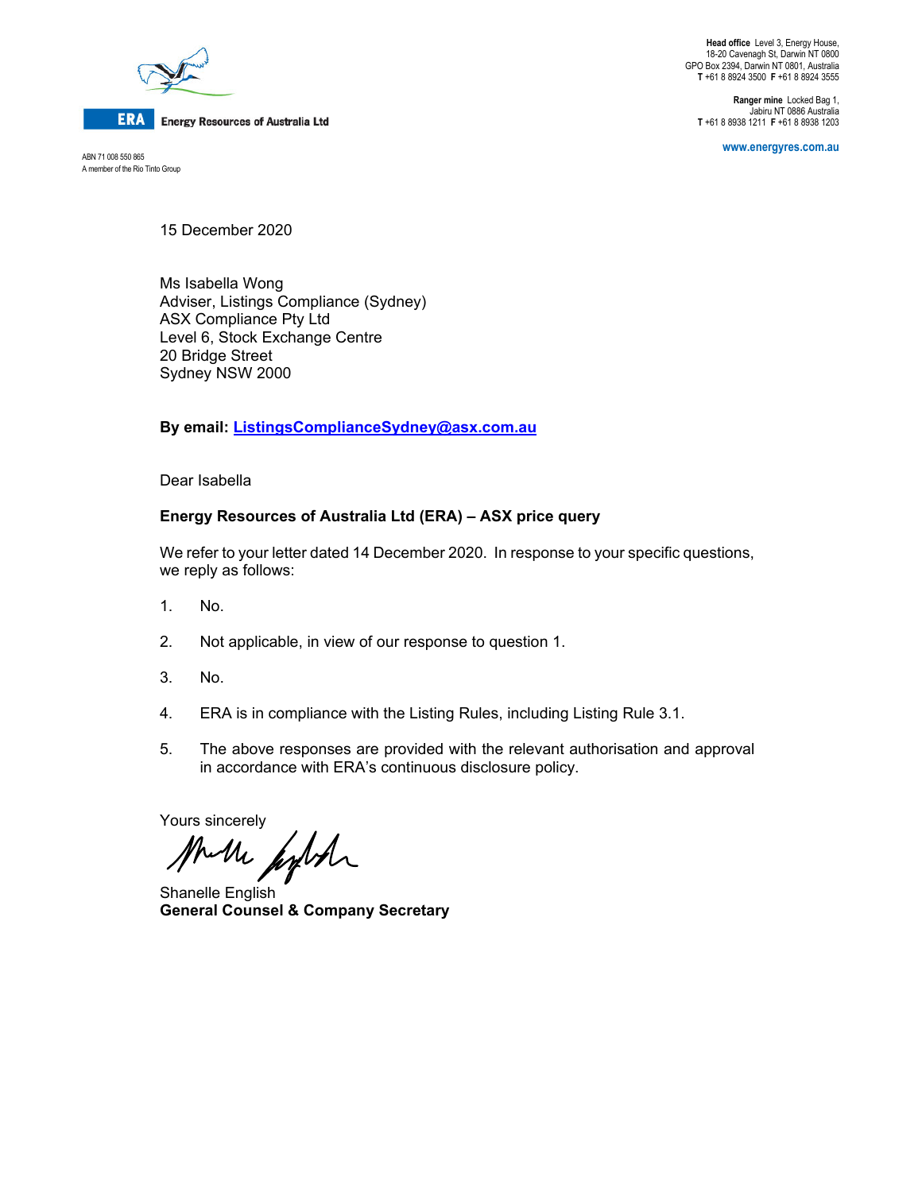**ERA** Energy Resources of Australia Ltd

ABN 71 008 550 865
A member of the Rio Tinto Group

**Head office** Level 3, Energy House,
18-20 Cavenagh St, Darwin NT 0800
GPO Box 2394, Darwin NT 0801, Australia
**T** +61 8 8924 3500 **F** +61 8 8924 3555

**Ranger mine** Locked Bag 1,
Jabiru NT 0886 Australia
**T** +61 8 8938 1211 **F** +61 8 8938 1203

**www.energyres.com.au**

15 December 2020

Ms Isabella Wong
Adviser, Listings Compliance (Sydney)
ASX Compliance Pty Ltd
Level 6, Stock Exchange Centre
20 Bridge Street
Sydney NSW 2000

**By email: ListingsComplianceSydney@asx.com.au**

Dear Isabella

**Energy Resources of Australia Ltd (ERA) – ASX price query**

We refer to your letter dated 14 December 2020. In response to your specific questions, we reply as follows:

1. No.

2. Not applicable, in view of our response to question 1.

3. No.

4. ERA is in compliance with the Listing Rules, including Listing Rule 3.1.

5. The above responses are provided with the relevant authorisation and approval in accordance with ERA's continuous disclosure policy.

Yours sincerely

Shanelle English
**General Counsel & Company Secretary**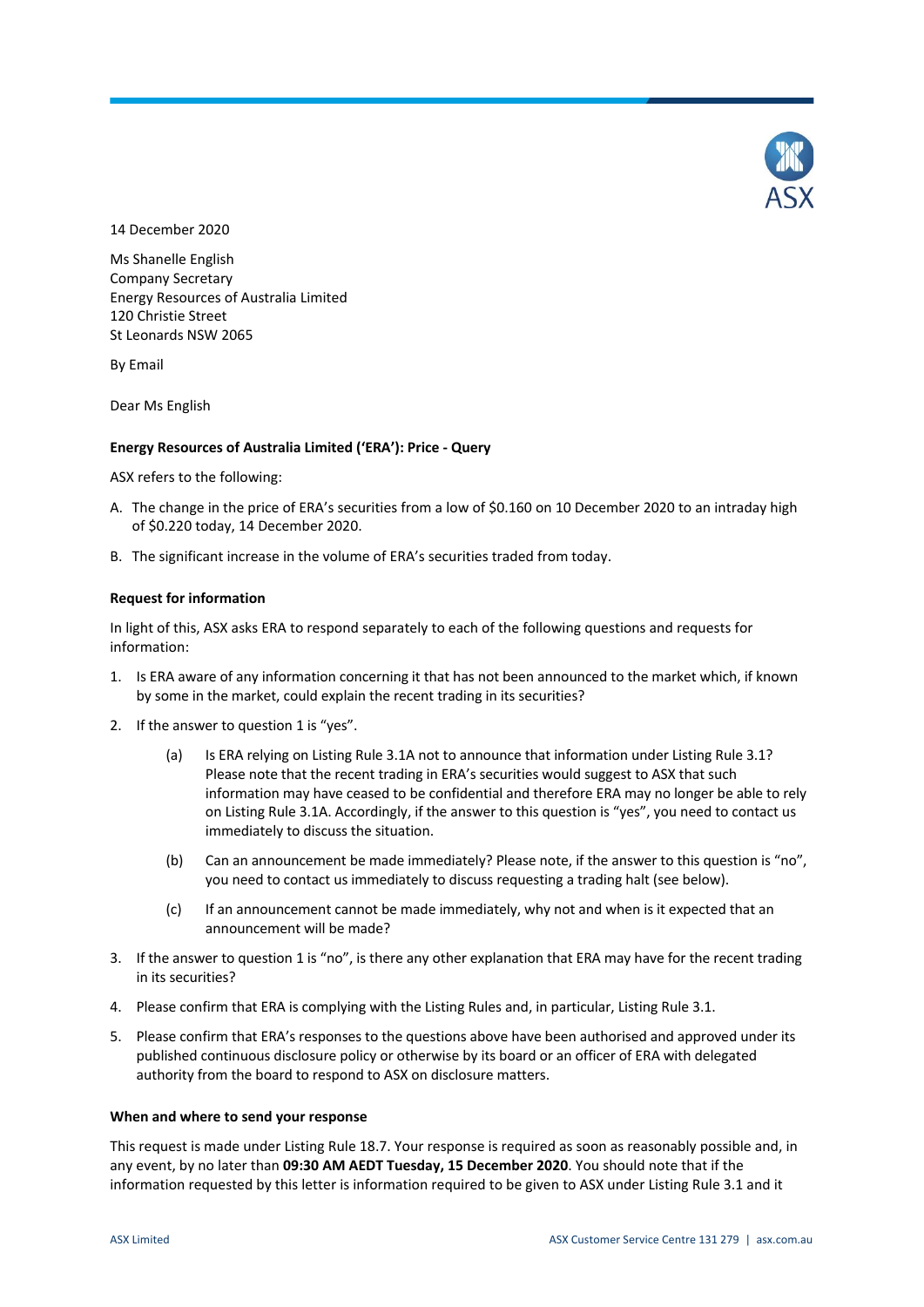14 December 2020

Ms Shanelle English
Company Secretary
Energy Resources of Australia Limited
120 Christie Street
St Leonards NSW 2065

By Email

Dear Ms English

**Energy Resources of Australia Limited ('ERA'): Price - Query**

ASX refers to the following:

A. The change in the price of ERA's securities from a low of $0.160 on 10 December 2020 to an intraday high of $0.220 today, 14 December 2020.

B. The significant increase in the volume of ERA's securities traded from today.

**Request for information**

In light of this, ASX asks ERA to respond separately to each of the following questions and requests for information:

1. Is ERA aware of any information concerning it that has not been announced to the market which, if known by some in the market, could explain the recent trading in its securities?

2. If the answer to question 1 is "yes".

   (a) Is ERA relying on Listing Rule 3.1A not to announce that information under Listing Rule 3.1? Please note that the recent trading in ERA's securities would suggest to ASX that such information may have ceased to be confidential and therefore ERA may no longer be able to rely on Listing Rule 3.1A. Accordingly, if the answer to this question is "yes", you need to contact us immediately to discuss the situation.

   (b) Can an announcement be made immediately? Please note, if the answer to this question is "no", you need to contact us immediately to discuss requesting a trading halt (see below).

   (c) If an announcement cannot be made immediately, why not and when is it expected that an announcement will be made?

3. If the answer to question 1 is "no", is there any other explanation that ERA may have for the recent trading in its securities?

4. Please confirm that ERA is complying with the Listing Rules and, in particular, Listing Rule 3.1.

5. Please confirm that ERA's responses to the questions above have been authorised and approved under its published continuous disclosure policy or otherwise by its board or an officer of ERA with delegated authority from the board to respond to ASX on disclosure matters.

**When and where to send your response**

This request is made under Listing Rule 18.7. Your response is required as soon as reasonably possible and, in any event, by no later than **09:30 AM AEDT Tuesday, 15 December 2020**. You should note that if the information requested by this letter is information required to be given to ASX under Listing Rule 3.1 and it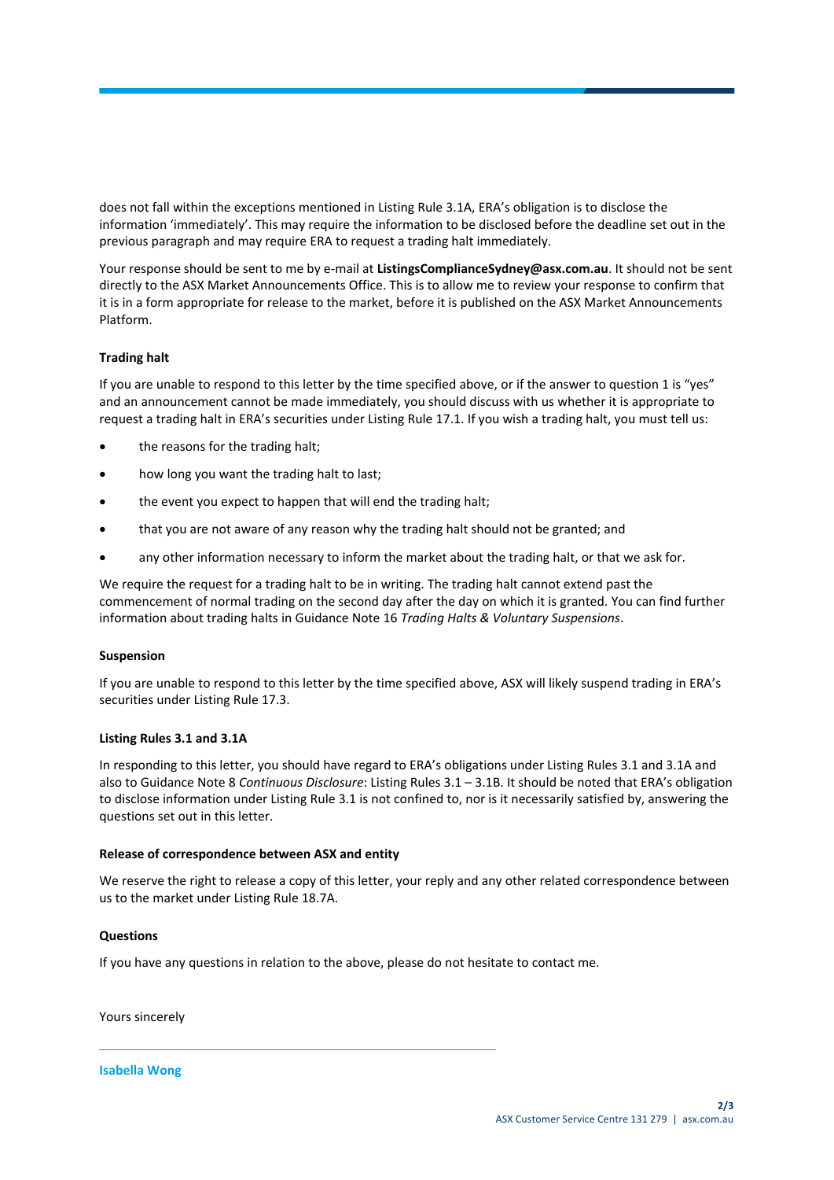does not fall within the exceptions mentioned in Listing Rule 3.1A, ERA's obligation is to disclose the information 'immediately'. This may require the information to be disclosed before the deadline set out in the previous paragraph and may require ERA to request a trading halt immediately.

Your response should be sent to me by e-mail at **ListingsComplianceSydney@asx.com.au**. It should not be sent directly to the ASX Market Announcements Office. This is to allow me to review your response to confirm that it is in a form appropriate for release to the market, before it is published on the ASX Market Announcements Platform.

**Trading halt**

If you are unable to respond to this letter by the time specified above, or if the answer to question 1 is "yes" and an announcement cannot be made immediately, you should discuss with us whether it is appropriate to request a trading halt in ERA's securities under Listing Rule 17.1. If you wish a trading halt, you must tell us:

- the reasons for the trading halt;
- how long you want the trading halt to last;
- the event you expect to happen that will end the trading halt;
- that you are not aware of any reason why the trading halt should not be granted; and
- any other information necessary to inform the market about the trading halt, or that we ask for.

We require the request for a trading halt to be in writing. The trading halt cannot extend past the commencement of normal trading on the second day after the day on which it is granted. You can find further information about trading halts in Guidance Note 16 *Trading Halts & Voluntary Suspensions*.

**Suspension**

If you are unable to respond to this letter by the time specified above, ASX will likely suspend trading in ERA's securities under Listing Rule 17.3.

**Listing Rules 3.1 and 3.1A**

In responding to this letter, you should have regard to ERA's obligations under Listing Rules 3.1 and 3.1A and also to Guidance Note 8 *Continuous Disclosure*: Listing Rules 3.1 – 3.1B. It should be noted that ERA's obligation to disclose information under Listing Rule 3.1 is not confined to, nor is it necessarily satisfied by, answering the questions set out in this letter.

**Release of correspondence between ASX and entity**

We reserve the right to release a copy of this letter, your reply and any other related correspondence between us to the market under Listing Rule 18.7A.

**Questions**

If you have any questions in relation to the above, please do not hesitate to contact me.

Yours sincerely

**Isabella Wong**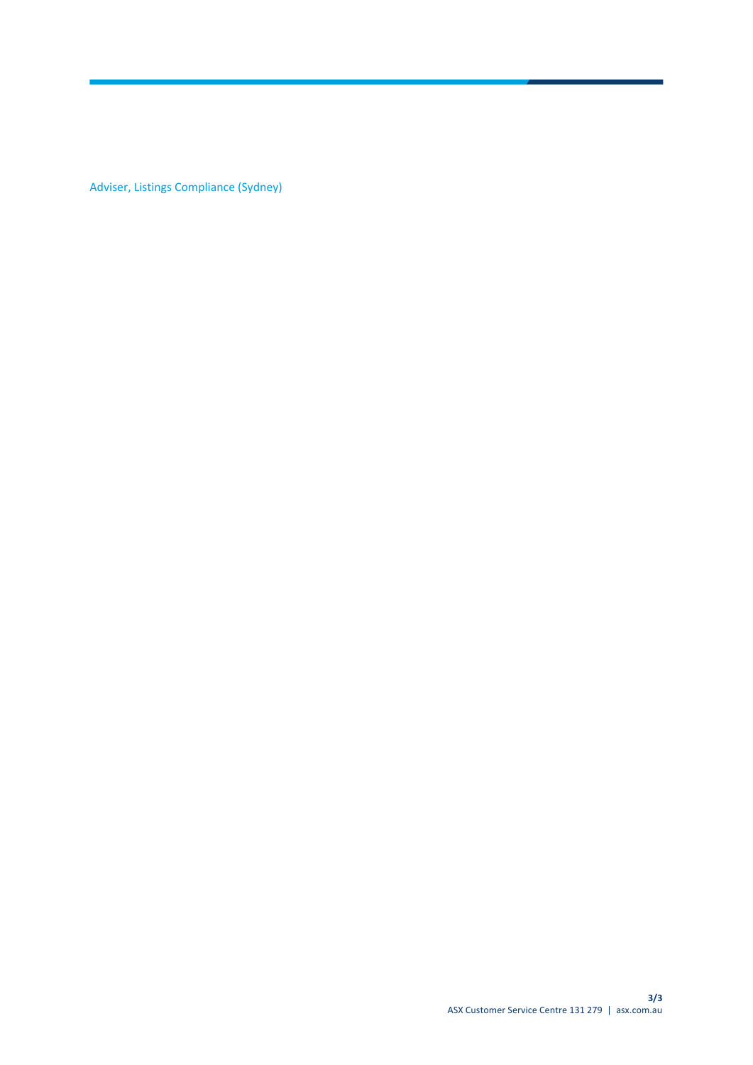Adviser, Listings Compliance (Sydney)